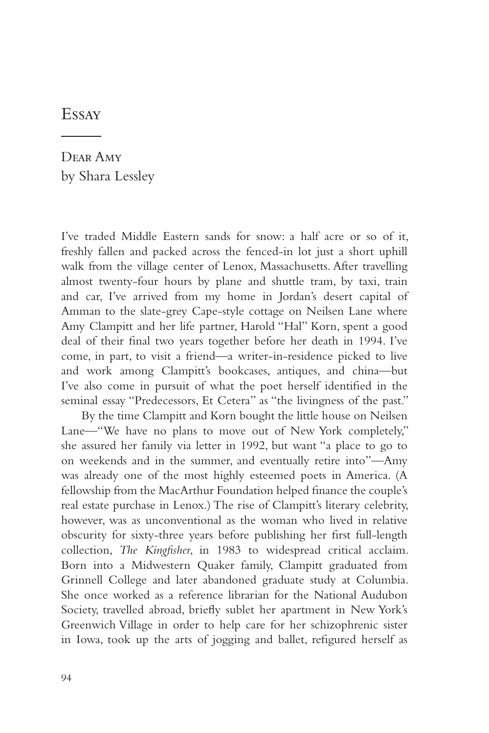# Essay

## Dear Amy
by Shara Lessley

I've traded Middle Eastern sands for snow: a half acre or so of it, freshly fallen and packed across the fenced-in lot just a short uphill walk from the village center of Lenox, Massachusetts. After travelling almost twenty-four hours by plane and shuttle tram, by taxi, train and car, I've arrived from my home in Jordan's desert capital of Amman to the slate-grey Cape-style cottage on Neilsen Lane where Amy Clampitt and her life partner, Harold "Hal" Korn, spent a good deal of their final two years together before her death in 1994. I've come, in part, to visit a friend—a writer-in-residence picked to live and work among Clampitt's bookcases, antiques, and china—but I've also come in pursuit of what the poet herself identified in the seminal essay "Predecessors, Et Cetera" as "the livingness of the past."

By the time Clampitt and Korn bought the little house on Neilsen Lane—"We have no plans to move out of New York completely," she assured her family via letter in 1992, but want "a place to go to on weekends and in the summer, and eventually retire into"—Amy was already one of the most highly esteemed poets in America. (A fellowship from the MacArthur Foundation helped finance the couple's real estate purchase in Lenox.) The rise of Clampitt's literary celebrity, however, was as unconventional as the woman who lived in relative obscurity for sixty-three years before publishing her first full-length collection, *The Kingfisher*, in 1983 to widespread critical acclaim. Born into a Midwestern Quaker family, Clampitt graduated from Grinnell College and later abandoned graduate study at Columbia. She once worked as a reference librarian for the National Audubon Society, travelled abroad, briefly sublet her apartment in New York's Greenwich Village in order to help care for her schizophrenic sister in Iowa, took up the arts of jogging and ballet, refigured herself as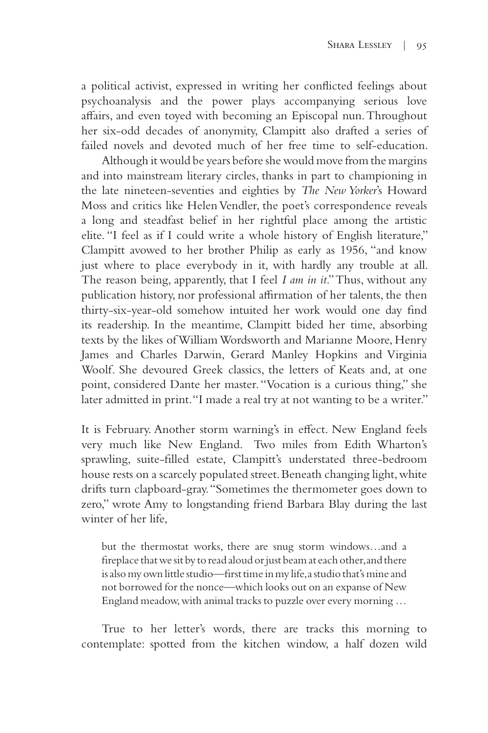a political activist, expressed in writing her conflicted feelings about psychoanalysis and the power plays accompanying serious love affairs, and even toyed with becoming an Episcopal nun. Throughout her six-odd decades of anonymity, Clampitt also drafted a series of failed novels and devoted much of her free time to self-education.

Although it would be years before she would move from the margins and into mainstream literary circles, thanks in part to championing in the late nineteen-seventies and eighties by *The New Yorker*'s Howard Moss and critics like Helen Vendler, the poet's correspondence reveals a long and steadfast belief in her rightful place among the artistic elite. "I feel as if I could write a whole history of English literature," Clampitt avowed to her brother Philip as early as 1956, "and know just where to place everybody in it, with hardly any trouble at all. The reason being, apparently, that I feel *I am in it*." Thus, without any publication history, nor professional affirmation of her talents, the then thirty-six-year-old somehow intuited her work would one day find its readership. In the meantime, Clampitt bided her time, absorbing texts by the likes of William Wordsworth and Marianne Moore, Henry James and Charles Darwin, Gerard Manley Hopkins and Virginia Woolf. She devoured Greek classics, the letters of Keats and, at one point, considered Dante her master. "Vocation is a curious thing," she later admitted in print. "I made a real try at not wanting to be a writer."

It is February. Another storm warning's in effect. New England feels very much like New England. Two miles from Edith Wharton's sprawling, suite-filled estate, Clampitt's understated three-bedroom house rests on a scarcely populated street. Beneath changing light, white drifts turn clapboard-gray. "Sometimes the thermometer goes down to zero," wrote Amy to longstanding friend Barbara Blay during the last winter of her life,

> but the thermostat works, there are snug storm windows…and a fireplace that we sit by to read aloud or just beam at each other, and there is also my own little studio—first time in my life, a studio that's mine and not borrowed for the nonce—which looks out on an expanse of New England meadow, with animal tracks to puzzle over every morning …

True to her letter's words, there are tracks this morning to contemplate: spotted from the kitchen window, a half dozen wild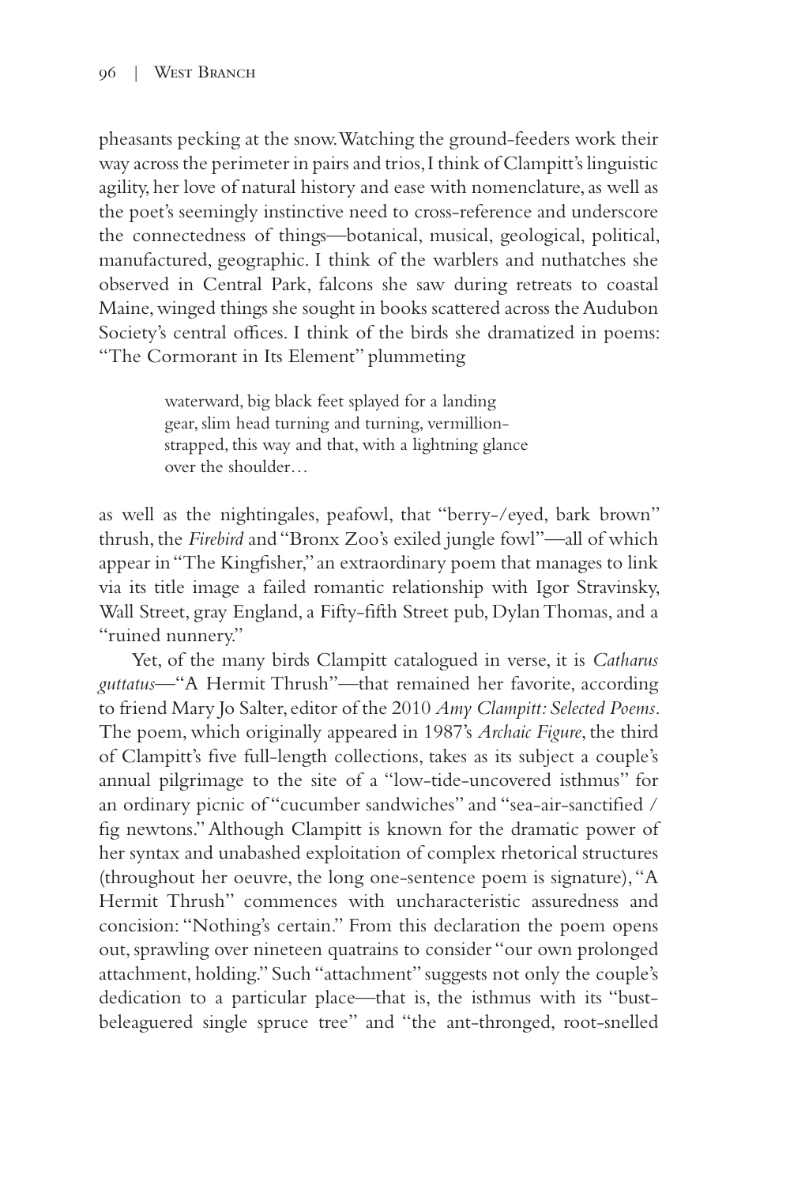pheasants pecking at the snow. Watching the ground-feeders work their way across the perimeter in pairs and trios, I think of Clampitt's linguistic agility, her love of natural history and ease with nomenclature, as well as the poet's seemingly instinctive need to cross-reference and underscore the connectedness of things—botanical, musical, geological, political, manufactured, geographic. I think of the warblers and nuthatches she observed in Central Park, falcons she saw during retreats to coastal Maine, winged things she sought in books scattered across the Audubon Society's central offices. I think of the birds she dramatized in poems: "The Cormorant in Its Element" plummeting

> waterward, big black feet splayed for a landing
> gear, slim head turning and turning, vermillion-
> strapped, this way and that, with a lightning glance
> over the shoulder…

as well as the nightingales, peafowl, that "berry-/eyed, bark brown" thrush, the *Firebird* and "Bronx Zoo's exiled jungle fowl"—all of which appear in "The Kingfisher," an extraordinary poem that manages to link via its title image a failed romantic relationship with Igor Stravinsky, Wall Street, gray England, a Fifty-fifth Street pub, Dylan Thomas, and a "ruined nunnery."

Yet, of the many birds Clampitt catalogued in verse, it is *Catharus guttatus*—"A Hermit Thrush"—that remained her favorite, according to friend Mary Jo Salter, editor of the 2010 *Amy Clampitt: Selected Poems*. The poem, which originally appeared in 1987's *Archaic Figure*, the third of Clampitt's five full-length collections, takes as its subject a couple's annual pilgrimage to the site of a "low-tide-uncovered isthmus" for an ordinary picnic of "cucumber sandwiches" and "sea-air-sanctified / fig newtons." Although Clampitt is known for the dramatic power of her syntax and unabashed exploitation of complex rhetorical structures (throughout her oeuvre, the long one-sentence poem is signature), "A Hermit Thrush" commences with uncharacteristic assuredness and concision: "Nothing's certain." From this declaration the poem opens out, sprawling over nineteen quatrains to consider "our own prolonged attachment, holding." Such "attachment" suggests not only the couple's dedication to a particular place—that is, the isthmus with its "bust-beleaguered single spruce tree" and "the ant-thronged, root-snelled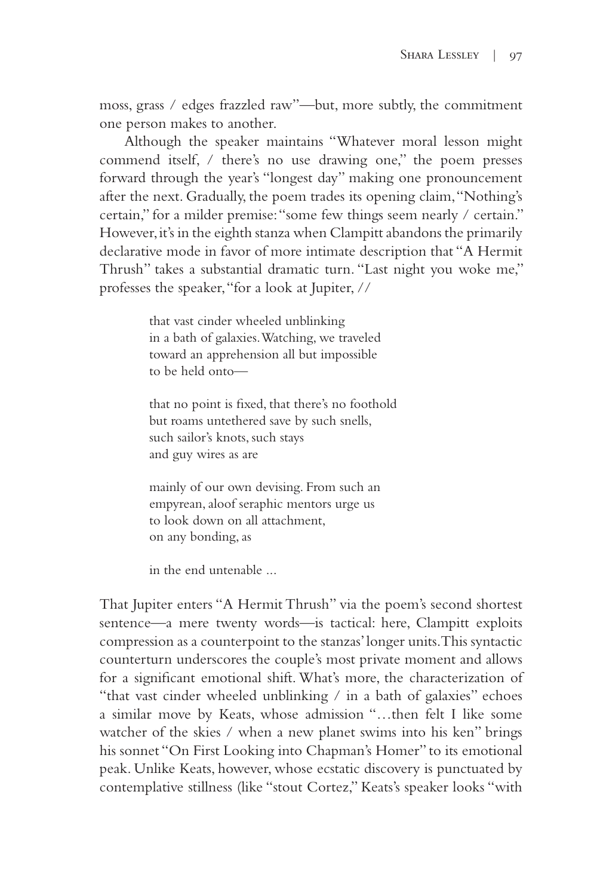moss, grass / edges frazzled raw"—but, more subtly, the commitment one person makes to another.

Although the speaker maintains "Whatever moral lesson might commend itself, / there's no use drawing one," the poem presses forward through the year's "longest day" making one pronouncement after the next. Gradually, the poem trades its opening claim, "Nothing's certain," for a milder premise: "some few things seem nearly / certain." However, it's in the eighth stanza when Clampitt abandons the primarily declarative mode in favor of more intimate description that "A Hermit Thrush" takes a substantial dramatic turn. "Last night you woke me," professes the speaker, "for a look at Jupiter, //

> that vast cinder wheeled unblinking
> in a bath of galaxies. Watching, we traveled
> toward an apprehension all but impossible
> to be held onto—
>
> that no point is fixed, that there's no foothold
> but roams untethered save by such snells,
> such sailor's knots, such stays
> and guy wires as are
>
> mainly of our own devising. From such an
> empyrean, aloof seraphic mentors urge us
> to look down on all attachment,
> on any bonding, as
>
> in the end untenable ...

That Jupiter enters "A Hermit Thrush" via the poem's second shortest sentence—a mere twenty words—is tactical: here, Clampitt exploits compression as a counterpoint to the stanzas' longer units. This syntactic counterturn underscores the couple's most private moment and allows for a significant emotional shift. What's more, the characterization of "that vast cinder wheeled unblinking / in a bath of galaxies" echoes a similar move by Keats, whose admission "…then felt I like some watcher of the skies / when a new planet swims into his ken" brings his sonnet "On First Looking into Chapman's Homer" to its emotional peak. Unlike Keats, however, whose ecstatic discovery is punctuated by contemplative stillness (like "stout Cortez," Keats's speaker looks "with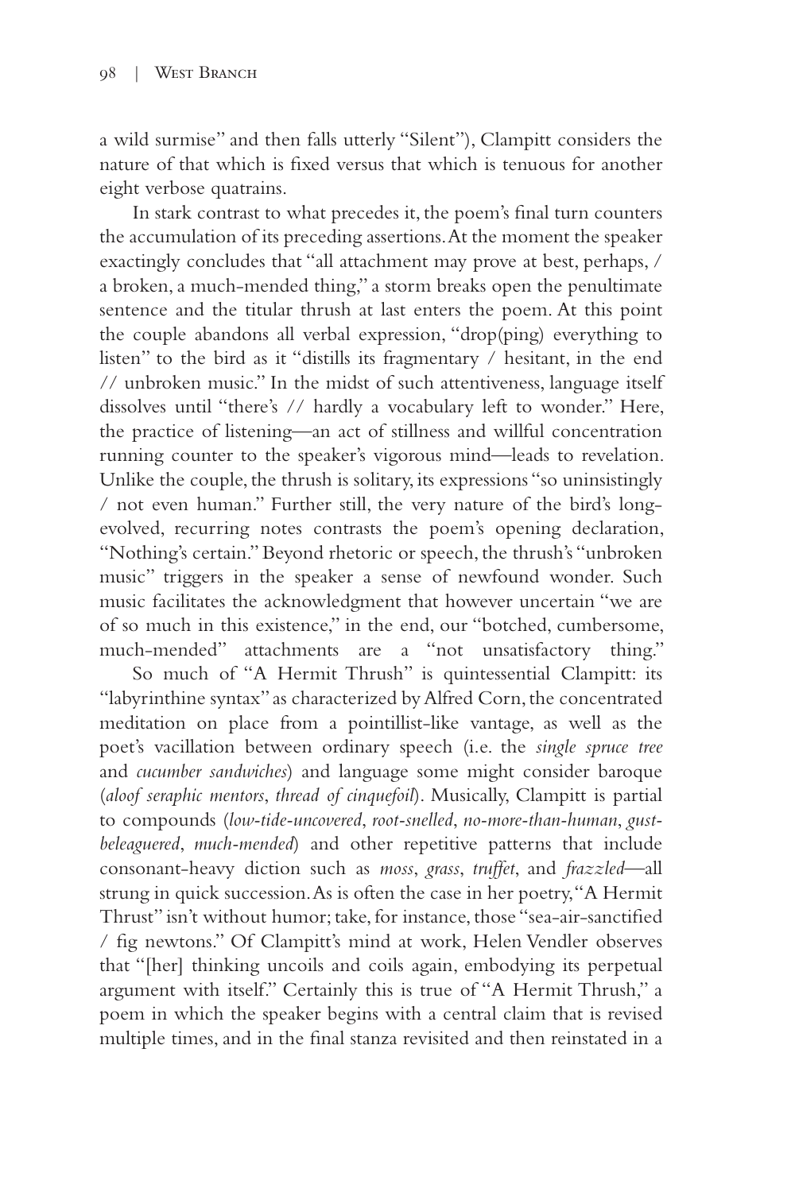a wild surmise" and then falls utterly "Silent"), Clampitt considers the nature of that which is fixed versus that which is tenuous for another eight verbose quatrains.

In stark contrast to what precedes it, the poem's final turn counters the accumulation of its preceding assertions. At the moment the speaker exactingly concludes that "all attachment may prove at best, perhaps, / a broken, a much-mended thing," a storm breaks open the penultimate sentence and the titular thrush at last enters the poem. At this point the couple abandons all verbal expression, "drop(ping) everything to listen" to the bird as it "distills its fragmentary / hesitant, in the end // unbroken music." In the midst of such attentiveness, language itself dissolves until "there's // hardly a vocabulary left to wonder." Here, the practice of listening—an act of stillness and willful concentration running counter to the speaker's vigorous mind—leads to revelation. Unlike the couple, the thrush is solitary, its expressions "so uninsistingly / not even human." Further still, the very nature of the bird's long-evolved, recurring notes contrasts the poem's opening declaration, "Nothing's certain." Beyond rhetoric or speech, the thrush's "unbroken music" triggers in the speaker a sense of newfound wonder. Such music facilitates the acknowledgment that however uncertain "we are of so much in this existence," in the end, our "botched, cumbersome, much-mended" attachments are a "not unsatisfactory thing."

So much of "A Hermit Thrush" is quintessential Clampitt: its "labyrinthine syntax" as characterized by Alfred Corn, the concentrated meditation on place from a pointillist-like vantage, as well as the poet's vacillation between ordinary speech (i.e. the *single spruce tree* and *cucumber sandwiches*) and language some might consider baroque (*aloof seraphic mentors*, *thread of cinquefoil*). Musically, Clampitt is partial to compounds (*low-tide-uncovered*, *root-snelled*, *no-more-than-human*, *gust-beleaguered*, *much-mended*) and other repetitive patterns that include consonant-heavy diction such as *moss*, *grass*, *truffet*, and *frazzled*—all strung in quick succession. As is often the case in her poetry, "A Hermit Thrust" isn't without humor; take, for instance, those "sea-air-sanctified / fig newtons." Of Clampitt's mind at work, Helen Vendler observes that "[her] thinking uncoils and coils again, embodying its perpetual argument with itself." Certainly this is true of "A Hermit Thrush," a poem in which the speaker begins with a central claim that is revised multiple times, and in the final stanza revisited and then reinstated in a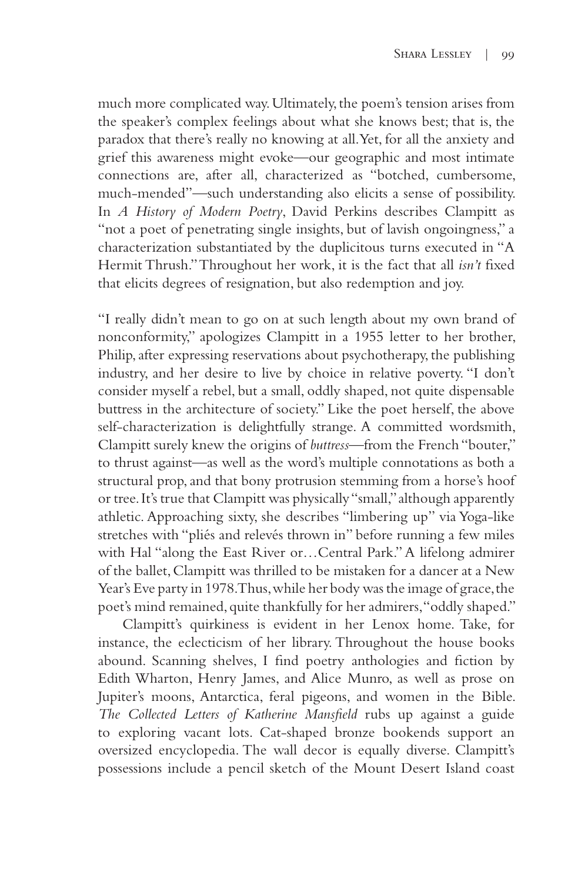much more complicated way. Ultimately, the poem's tension arises from the speaker's complex feelings about what she knows best; that is, the paradox that there's really no knowing at all. Yet, for all the anxiety and grief this awareness might evoke—our geographic and most intimate connections are, after all, characterized as "botched, cumbersome, much-mended"—such understanding also elicits a sense of possibility. In *A History of Modern Poetry*, David Perkins describes Clampitt as "not a poet of penetrating single insights, but of lavish ongoingness," a characterization substantiated by the duplicitous turns executed in "A Hermit Thrush." Throughout her work, it is the fact that all *isn't* fixed that elicits degrees of resignation, but also redemption and joy.

"I really didn't mean to go on at such length about my own brand of nonconformity," apologizes Clampitt in a 1955 letter to her brother, Philip, after expressing reservations about psychotherapy, the publishing industry, and her desire to live by choice in relative poverty. "I don't consider myself a rebel, but a small, oddly shaped, not quite dispensable buttress in the architecture of society." Like the poet herself, the above self-characterization is delightfully strange. A committed wordsmith, Clampitt surely knew the origins of *buttress*—from the French "bouter," to thrust against—as well as the word's multiple connotations as both a structural prop, and that bony protrusion stemming from a horse's hoof or tree. It's true that Clampitt was physically "small," although apparently athletic. Approaching sixty, she describes "limbering up" via Yoga-like stretches with "pliés and relevés thrown in" before running a few miles with Hal "along the East River or…Central Park." A lifelong admirer of the ballet, Clampitt was thrilled to be mistaken for a dancer at a New Year's Eve party in 1978. Thus, while her body was the image of grace, the poet's mind remained, quite thankfully for her admirers, "oddly shaped."

Clampitt's quirkiness is evident in her Lenox home. Take, for instance, the eclecticism of her library. Throughout the house books abound. Scanning shelves, I find poetry anthologies and fiction by Edith Wharton, Henry James, and Alice Munro, as well as prose on Jupiter's moons, Antarctica, feral pigeons, and women in the Bible. *The Collected Letters of Katherine Mansfield* rubs up against a guide to exploring vacant lots. Cat-shaped bronze bookends support an oversized encyclopedia. The wall decor is equally diverse. Clampitt's possessions include a pencil sketch of the Mount Desert Island coast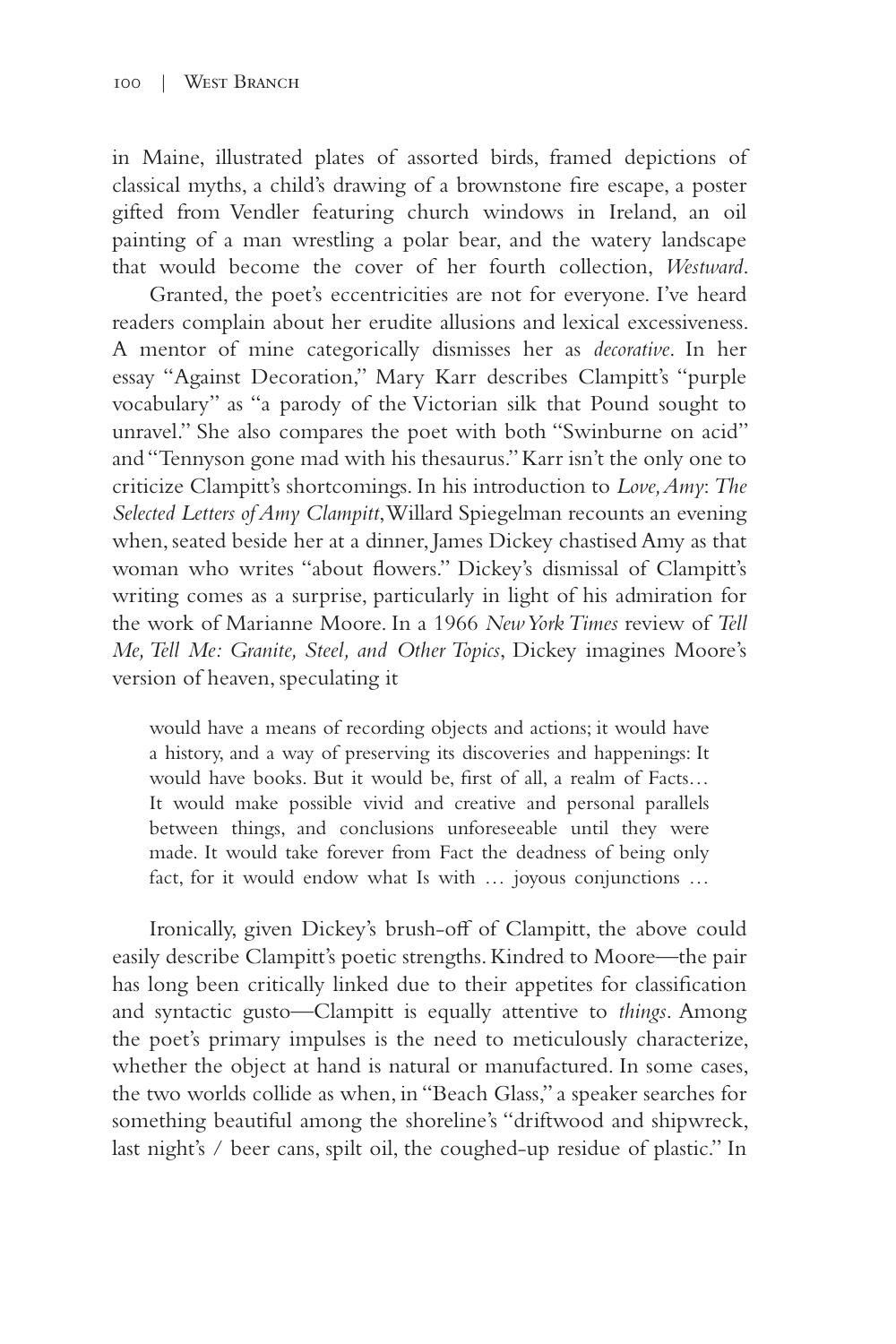in Maine, illustrated plates of assorted birds, framed depictions of classical myths, a child's drawing of a brownstone fire escape, a poster gifted from Vendler featuring church windows in Ireland, an oil painting of a man wrestling a polar bear, and the watery landscape that would become the cover of her fourth collection, *Westward*.

Granted, the poet's eccentricities are not for everyone. I've heard readers complain about her erudite allusions and lexical excessiveness. A mentor of mine categorically dismisses her as *decorative*. In her essay "Against Decoration," Mary Karr describes Clampitt's "purple vocabulary" as "a parody of the Victorian silk that Pound sought to unravel." She also compares the poet with both "Swinburne on acid" and "Tennyson gone mad with his thesaurus." Karr isn't the only one to criticize Clampitt's shortcomings. In his introduction to *Love, Amy: The Selected Letters of Amy Clampitt*, Willard Spiegelman recounts an evening when, seated beside her at a dinner, James Dickey chastised Amy as that woman who writes "about flowers." Dickey's dismissal of Clampitt's writing comes as a surprise, particularly in light of his admiration for the work of Marianne Moore. In a 1966 *New York Times* review of *Tell Me, Tell Me: Granite, Steel, and Other Topics*, Dickey imagines Moore's version of heaven, speculating it

> would have a means of recording objects and actions; it would have a history, and a way of preserving its discoveries and happenings: It would have books. But it would be, first of all, a realm of Facts… It would make possible vivid and creative and personal parallels between things, and conclusions unforeseeable until they were made. It would take forever from Fact the deadness of being only fact, for it would endow what Is with … joyous conjunctions …

Ironically, given Dickey's brush-off of Clampitt, the above could easily describe Clampitt's poetic strengths. Kindred to Moore—the pair has long been critically linked due to their appetites for classification and syntactic gusto—Clampitt is equally attentive to *things*. Among the poet's primary impulses is the need to meticulously characterize, whether the object at hand is natural or manufactured. In some cases, the two worlds collide as when, in "Beach Glass," a speaker searches for something beautiful among the shoreline's "driftwood and shipwreck, last night's / beer cans, spilt oil, the coughed-up residue of plastic." In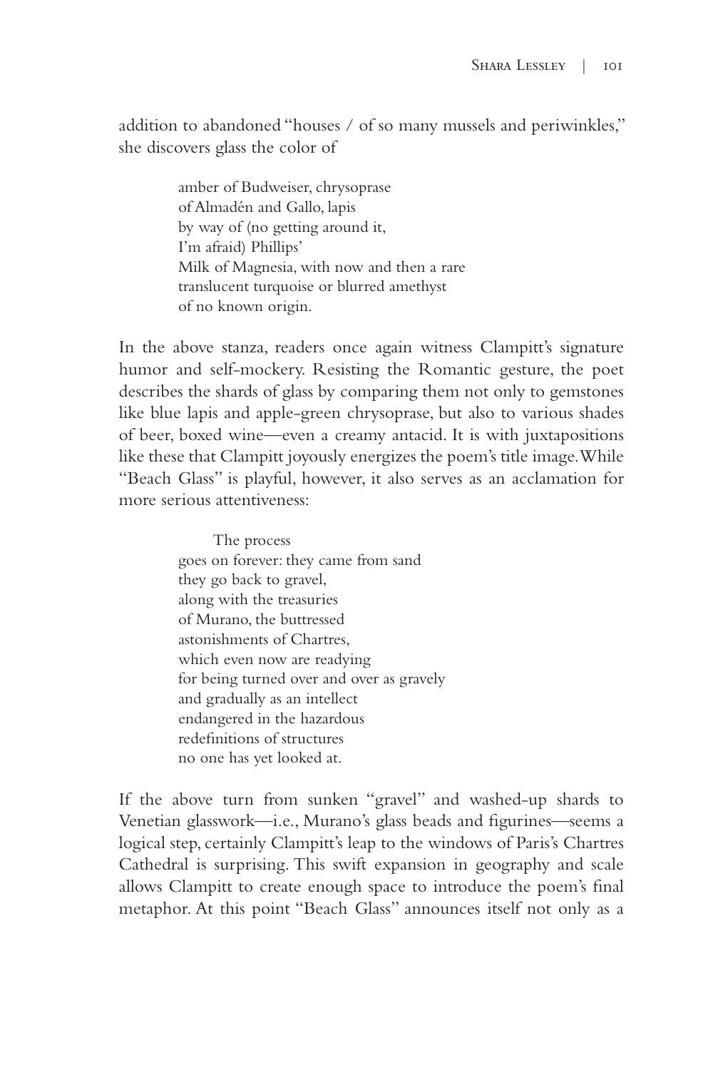addition to abandoned "houses / of so many mussels and periwinkles," she discovers glass the color of

> amber of Budweiser, chrysoprase
> of Almadén and Gallo, lapis
> by way of (no getting around it,
> I'm afraid) Phillips'
> Milk of Magnesia, with now and then a rare
> translucent turquoise or blurred amethyst
> of no known origin.

In the above stanza, readers once again witness Clampitt's signature humor and self-mockery. Resisting the Romantic gesture, the poet describes the shards of glass by comparing them not only to gemstones like blue lapis and apple-green chrysoprase, but also to various shades of beer, boxed wine—even a creamy antacid. It is with juxtapositions like these that Clampitt joyously energizes the poem's title image. While "Beach Glass" is playful, however, it also serves as an acclamation for more serious attentiveness:

> The process
> goes on forever: they came from sand
> they go back to gravel,
> along with the treasuries
> of Murano, the buttressed
> astonishments of Chartres,
> which even now are readying
> for being turned over and over as gravely
> and gradually as an intellect
> endangered in the hazardous
> redefinitions of structures
> no one has yet looked at.

If the above turn from sunken "gravel" and washed-up shards to Venetian glasswork—i.e., Murano's glass beads and figurines—seems a logical step, certainly Clampitt's leap to the windows of Paris's Chartres Cathedral is surprising. This swift expansion in geography and scale allows Clampitt to create enough space to introduce the poem's final metaphor. At this point "Beach Glass" announces itself not only as a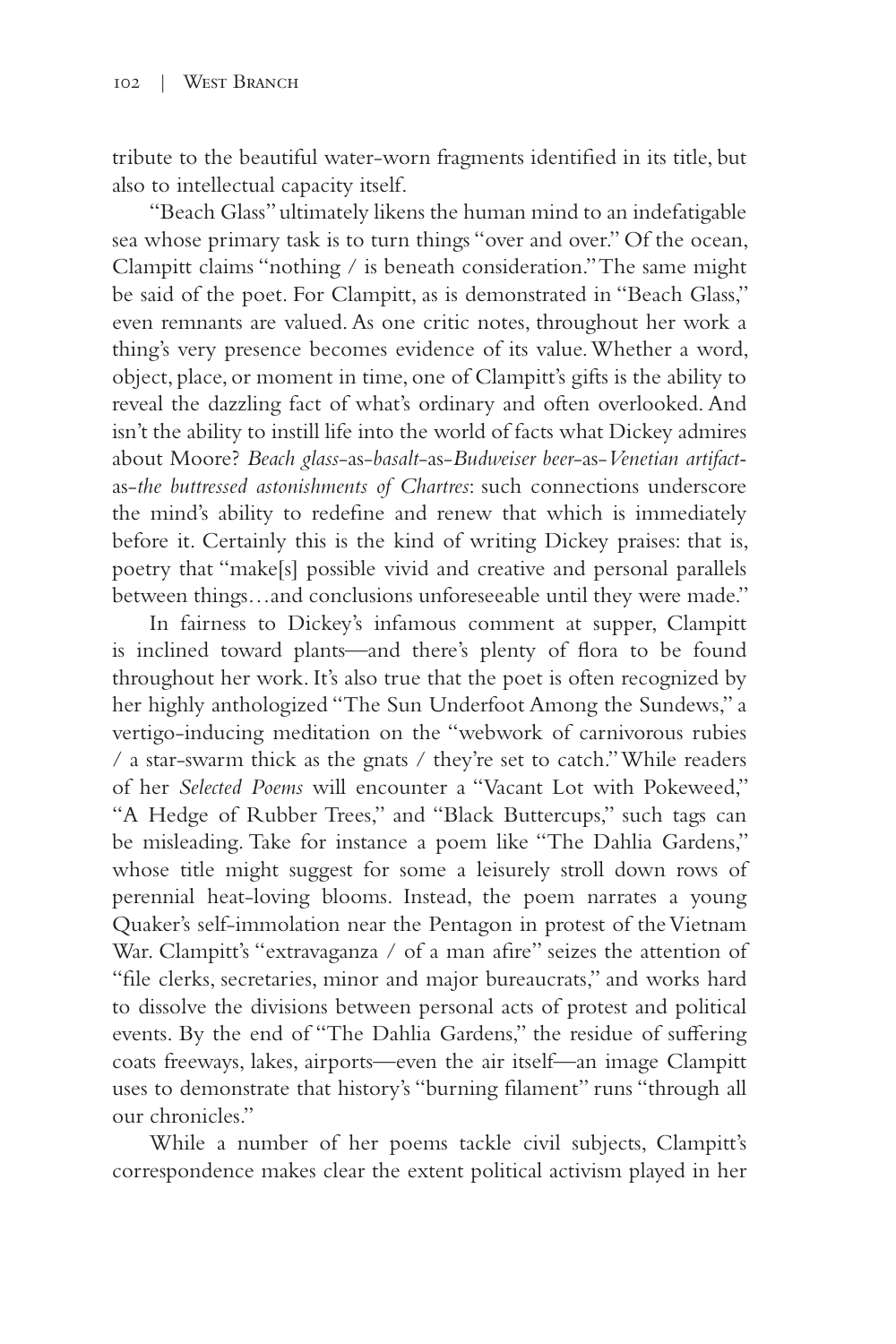tribute to the beautiful water-worn fragments identified in its title, but also to intellectual capacity itself.

"Beach Glass" ultimately likens the human mind to an indefatigable sea whose primary task is to turn things "over and over." Of the ocean, Clampitt claims "nothing / is beneath consideration." The same might be said of the poet. For Clampitt, as is demonstrated in "Beach Glass," even remnants are valued. As one critic notes, throughout her work a thing's very presence becomes evidence of its value. Whether a word, object, place, or moment in time, one of Clampitt's gifts is the ability to reveal the dazzling fact of what's ordinary and often overlooked. And isn't the ability to instill life into the world of facts what Dickey admires about Moore? *Beach glass*-as-*basalt*-as-*Budweiser beer*-as-*Venetian artifact*-as-*the buttressed astonishments of Chartres*: such connections underscore the mind's ability to redefine and renew that which is immediately before it. Certainly this is the kind of writing Dickey praises: that is, poetry that "make[s] possible vivid and creative and personal parallels between things…and conclusions unforeseeable until they were made."

In fairness to Dickey's infamous comment at supper, Clampitt is inclined toward plants—and there's plenty of flora to be found throughout her work. It's also true that the poet is often recognized by her highly anthologized "The Sun Underfoot Among the Sundews," a vertigo-inducing meditation on the "webwork of carnivorous rubies / a star-swarm thick as the gnats / they're set to catch." While readers of her *Selected Poems* will encounter a "Vacant Lot with Pokeweed," "A Hedge of Rubber Trees," and "Black Buttercups," such tags can be misleading. Take for instance a poem like "The Dahlia Gardens," whose title might suggest for some a leisurely stroll down rows of perennial heat-loving blooms. Instead, the poem narrates a young Quaker's self-immolation near the Pentagon in protest of the Vietnam War. Clampitt's "extravaganza / of a man afire" seizes the attention of "file clerks, secretaries, minor and major bureaucrats," and works hard to dissolve the divisions between personal acts of protest and political events. By the end of "The Dahlia Gardens," the residue of suffering coats freeways, lakes, airports—even the air itself—an image Clampitt uses to demonstrate that history's "burning filament" runs "through all our chronicles."

While a number of her poems tackle civil subjects, Clampitt's correspondence makes clear the extent political activism played in her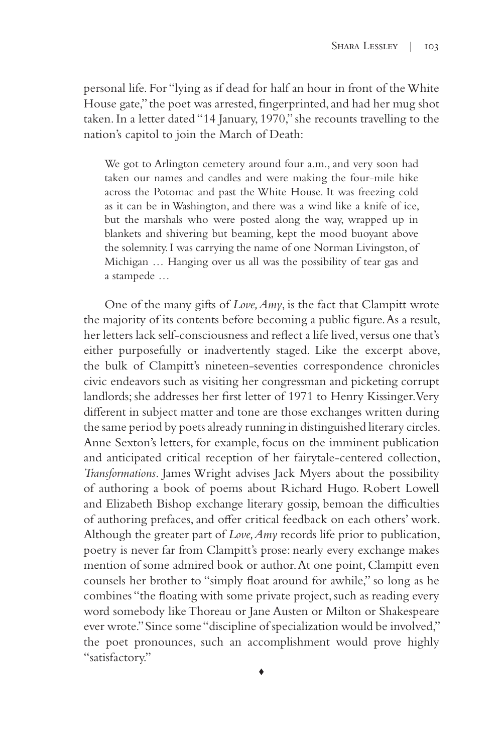personal life. For "lying as if dead for half an hour in front of the White House gate," the poet was arrested, fingerprinted, and had her mug shot taken. In a letter dated "14 January, 1970," she recounts travelling to the nation's capitol to join the March of Death:

> We got to Arlington cemetery around four a.m., and very soon had taken our names and candles and were making the four-mile hike across the Potomac and past the White House. It was freezing cold as it can be in Washington, and there was a wind like a knife of ice, but the marshals who were posted along the way, wrapped up in blankets and shivering but beaming, kept the mood buoyant above the solemnity. I was carrying the name of one Norman Livingston, of Michigan … Hanging over us all was the possibility of tear gas and a stampede …

One of the many gifts of *Love, Amy*, is the fact that Clampitt wrote the majority of its contents before becoming a public figure. As a result, her letters lack self-consciousness and reflect a life lived, versus one that's either purposefully or inadvertently staged. Like the excerpt above, the bulk of Clampitt's nineteen-seventies correspondence chronicles civic endeavors such as visiting her congressman and picketing corrupt landlords; she addresses her first letter of 1971 to Henry Kissinger. Very different in subject matter and tone are those exchanges written during the same period by poets already running in distinguished literary circles. Anne Sexton's letters, for example, focus on the imminent publication and anticipated critical reception of her fairytale-centered collection, *Transformations*. James Wright advises Jack Myers about the possibility of authoring a book of poems about Richard Hugo. Robert Lowell and Elizabeth Bishop exchange literary gossip, bemoan the difficulties of authoring prefaces, and offer critical feedback on each others' work. Although the greater part of *Love, Amy* records life prior to publication, poetry is never far from Clampitt's prose: nearly every exchange makes mention of some admired book or author. At one point, Clampitt even counsels her brother to "simply float around for awhile," so long as he combines "the floating with some private project, such as reading every word somebody like Thoreau or Jane Austen or Milton or Shakespeare ever wrote." Since some "discipline of specialization would be involved," the poet pronounces, such an accomplishment would prove highly "satisfactory."

♦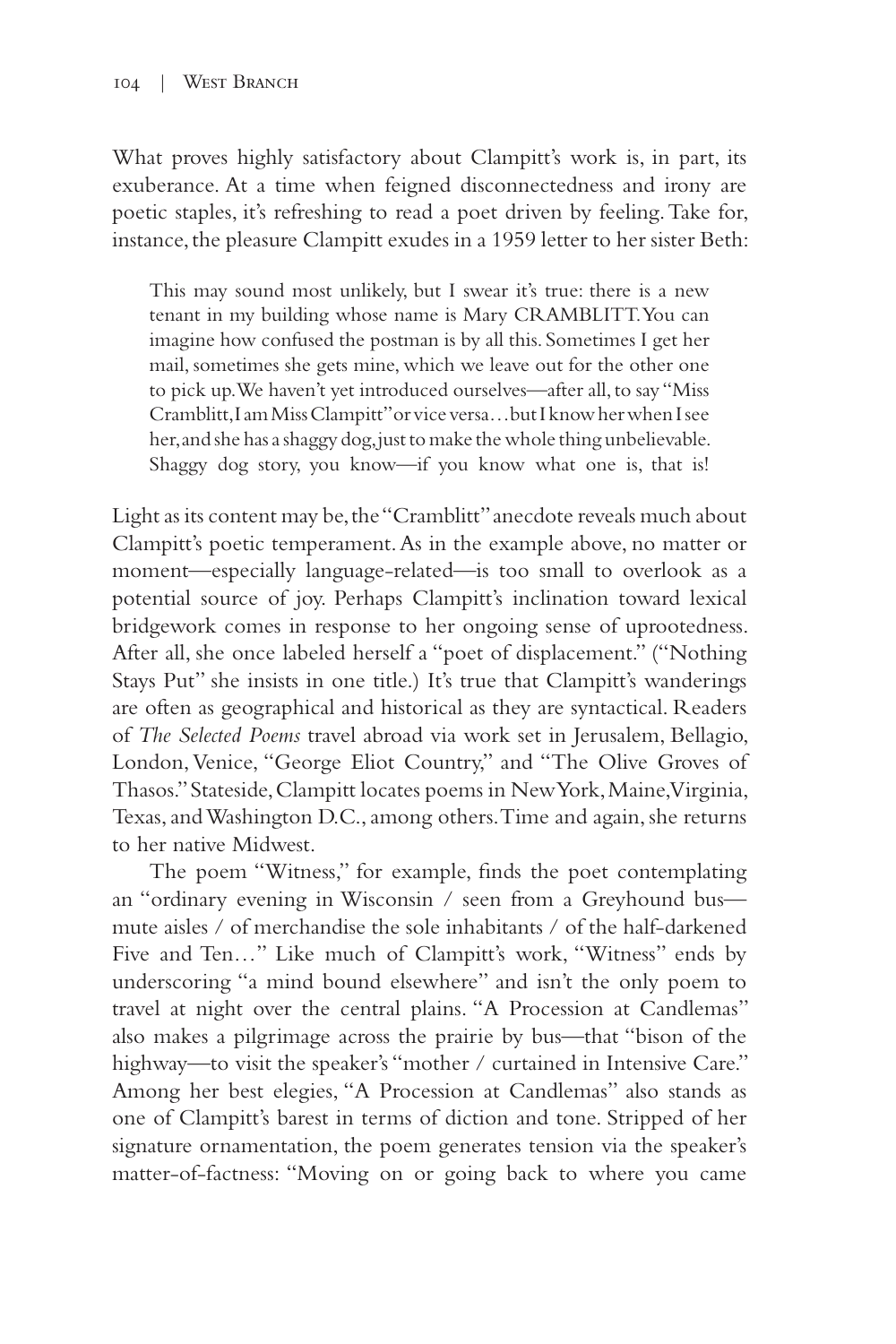What proves highly satisfactory about Clampitt's work is, in part, its exuberance. At a time when feigned disconnectedness and irony are poetic staples, it's refreshing to read a poet driven by feeling. Take for, instance, the pleasure Clampitt exudes in a 1959 letter to her sister Beth:

> This may sound most unlikely, but I swear it's true: there is a new tenant in my building whose name is Mary CRAMBLITT. You can imagine how confused the postman is by all this. Sometimes I get her mail, sometimes she gets mine, which we leave out for the other one to pick up. We haven't yet introduced ourselves—after all, to say "Miss Cramblitt, I am Miss Clampitt" or vice versa…but I know her when I see her, and she has a shaggy dog, just to make the whole thing unbelievable. Shaggy dog story, you know—if you know what one is, that is!

Light as its content may be, the "Cramblitt" anecdote reveals much about Clampitt's poetic temperament. As in the example above, no matter or moment—especially language-related—is too small to overlook as a potential source of joy. Perhaps Clampitt's inclination toward lexical bridgework comes in response to her ongoing sense of uprootedness. After all, she once labeled herself a "poet of displacement." ("Nothing Stays Put" she insists in one title.) It's true that Clampitt's wanderings are often as geographical and historical as they are syntactical. Readers of *The Selected Poems* travel abroad via work set in Jerusalem, Bellagio, London, Venice, "George Eliot Country," and "The Olive Groves of Thasos." Stateside, Clampitt locates poems in New York, Maine, Virginia, Texas, and Washington D.C., among others. Time and again, she returns to her native Midwest.

The poem "Witness," for example, finds the poet contemplating an "ordinary evening in Wisconsin / seen from a Greyhound bus—mute aisles / of merchandise the sole inhabitants / of the half-darkened Five and Ten…" Like much of Clampitt's work, "Witness" ends by underscoring "a mind bound elsewhere" and isn't the only poem to travel at night over the central plains. "A Procession at Candlemas" also makes a pilgrimage across the prairie by bus—that "bison of the highway—to visit the speaker's "mother / curtained in Intensive Care." Among her best elegies, "A Procession at Candlemas" also stands as one of Clampitt's barest in terms of diction and tone. Stripped of her signature ornamentation, the poem generates tension via the speaker's matter-of-factness: "Moving on or going back to where you came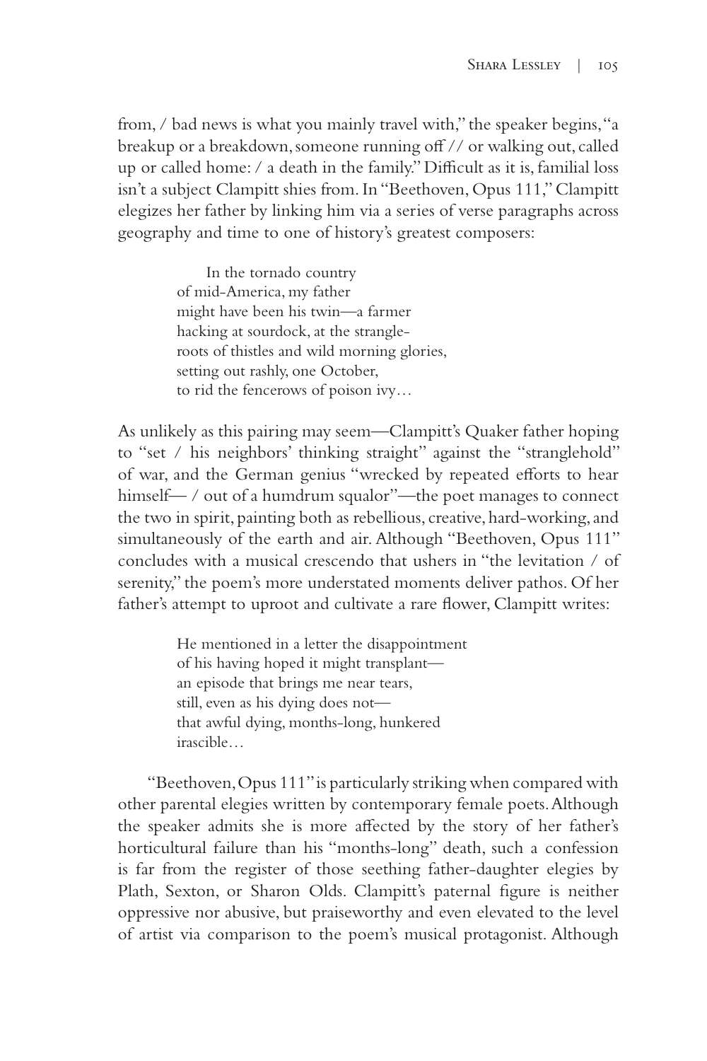from, / bad news is what you mainly travel with," the speaker begins, "a breakup or a breakdown, someone running off // or walking out, called up or called home: / a death in the family." Difficult as it is, familial loss isn't a subject Clampitt shies from. In "Beethoven, Opus 111," Clampitt elegizes her father by linking him via a series of verse paragraphs across geography and time to one of history's greatest composers:

> In the tornado country
> of mid-America, my father
> might have been his twin—a farmer
> hacking at sourdock, at the strangle-
> roots of thistles and wild morning glories,
> setting out rashly, one October,
> to rid the fencerows of poison ivy…

As unlikely as this pairing may seem—Clampitt's Quaker father hoping to "set / his neighbors' thinking straight" against the "stranglehold" of war, and the German genius "wrecked by repeated efforts to hear himself— / out of a humdrum squalor"—the poet manages to connect the two in spirit, painting both as rebellious, creative, hard-working, and simultaneously of the earth and air. Although "Beethoven, Opus 111" concludes with a musical crescendo that ushers in "the levitation / of serenity," the poem's more understated moments deliver pathos. Of her father's attempt to uproot and cultivate a rare flower, Clampitt writes:

> He mentioned in a letter the disappointment
> of his having hoped it might transplant—
> an episode that brings me near tears,
> still, even as his dying does not—
> that awful dying, months-long, hunkered
> irascible…

"Beethoven, Opus 111" is particularly striking when compared with other parental elegies written by contemporary female poets. Although the speaker admits she is more affected by the story of her father's horticultural failure than his "months-long" death, such a confession is far from the register of those seething father-daughter elegies by Plath, Sexton, or Sharon Olds. Clampitt's paternal figure is neither oppressive nor abusive, but praiseworthy and even elevated to the level of artist via comparison to the poem's musical protagonist. Although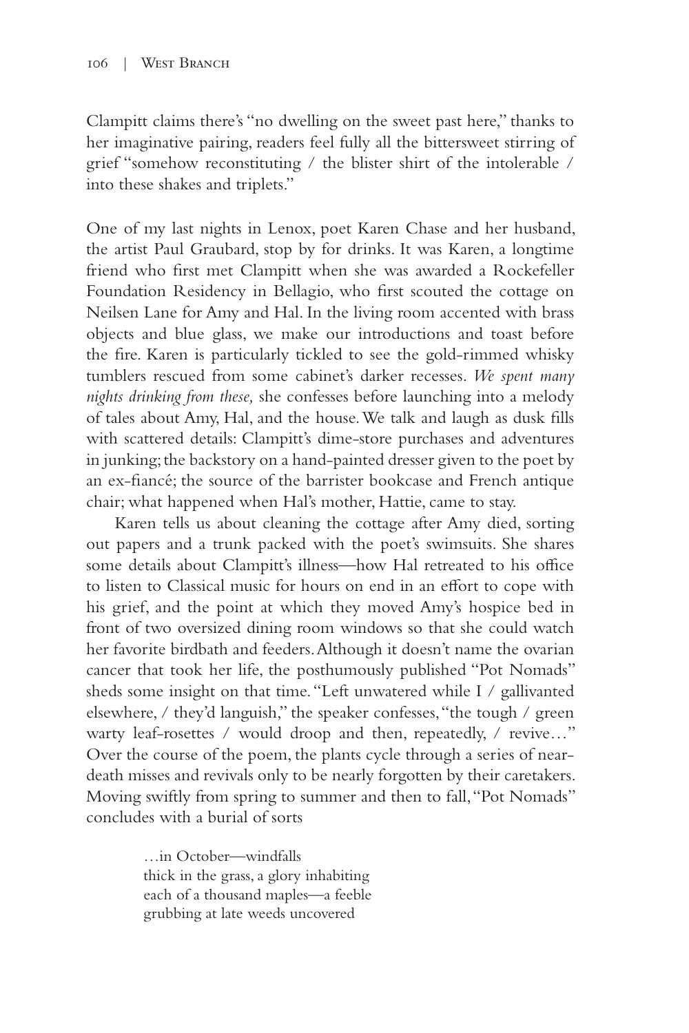Clampitt claims there's "no dwelling on the sweet past here," thanks to her imaginative pairing, readers feel fully all the bittersweet stirring of grief "somehow reconstituting / the blister shirt of the intolerable / into these shakes and triplets."

One of my last nights in Lenox, poet Karen Chase and her husband, the artist Paul Graubard, stop by for drinks. It was Karen, a longtime friend who first met Clampitt when she was awarded a Rockefeller Foundation Residency in Bellagio, who first scouted the cottage on Neilsen Lane for Amy and Hal. In the living room accented with brass objects and blue glass, we make our introductions and toast before the fire. Karen is particularly tickled to see the gold-rimmed whisky tumblers rescued from some cabinet's darker recesses. *We spent many nights drinking from these,* she confesses before launching into a melody of tales about Amy, Hal, and the house. We talk and laugh as dusk fills with scattered details: Clampitt's dime-store purchases and adventures in junking; the backstory on a hand-painted dresser given to the poet by an ex-fiancé; the source of the barrister bookcase and French antique chair; what happened when Hal's mother, Hattie, came to stay.

Karen tells us about cleaning the cottage after Amy died, sorting out papers and a trunk packed with the poet's swimsuits. She shares some details about Clampitt's illness—how Hal retreated to his office to listen to Classical music for hours on end in an effort to cope with his grief, and the point at which they moved Amy's hospice bed in front of two oversized dining room windows so that she could watch her favorite birdbath and feeders. Although it doesn't name the ovarian cancer that took her life, the posthumously published "Pot Nomads" sheds some insight on that time. "Left unwatered while I / gallivanted elsewhere, / they'd languish," the speaker confesses, "the tough / green warty leaf-rosettes / would droop and then, repeatedly, / revive…" Over the course of the poem, the plants cycle through a series of near-death misses and revivals only to be nearly forgotten by their caretakers. Moving swiftly from spring to summer and then to fall, "Pot Nomads" concludes with a burial of sorts

> …in October—windfalls
> thick in the grass, a glory inhabiting
> each of a thousand maples—a feeble
> grubbing at late weeds uncovered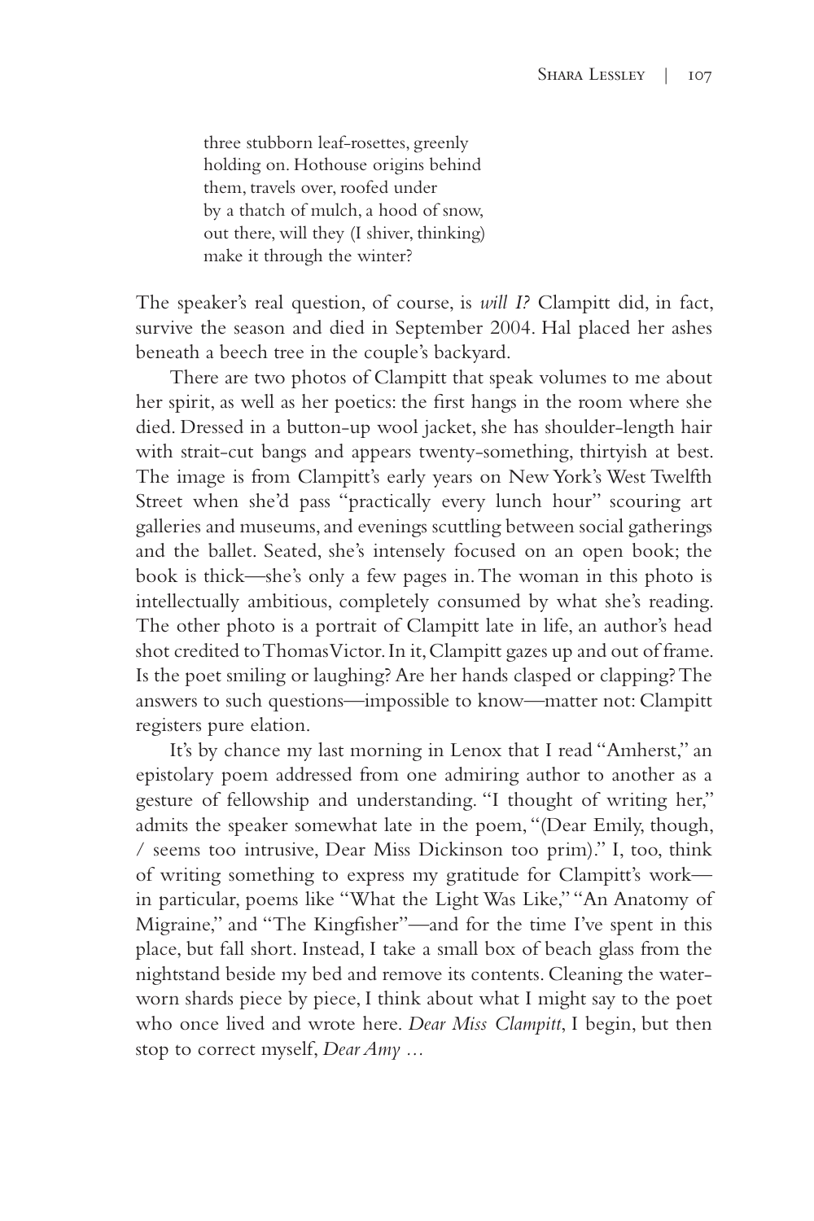three stubborn leaf-rosettes, greenly
holding on. Hothouse origins behind
them, travels over, roofed under
by a thatch of mulch, a hood of snow,
out there, will they (I shiver, thinking)
make it through the winter?

The speaker's real question, of course, is *will I?* Clampitt did, in fact, survive the season and died in September 2004. Hal placed her ashes beneath a beech tree in the couple's backyard.

There are two photos of Clampitt that speak volumes to me about her spirit, as well as her poetics: the first hangs in the room where she died. Dressed in a button-up wool jacket, she has shoulder-length hair with strait-cut bangs and appears twenty-something, thirtyish at best. The image is from Clampitt's early years on New York's West Twelfth Street when she'd pass "practically every lunch hour" scouring art galleries and museums, and evenings scuttling between social gatherings and the ballet. Seated, she's intensely focused on an open book; the book is thick—she's only a few pages in. The woman in this photo is intellectually ambitious, completely consumed by what she's reading. The other photo is a portrait of Clampitt late in life, an author's head shot credited to Thomas Victor. In it, Clampitt gazes up and out of frame. Is the poet smiling or laughing? Are her hands clasped or clapping? The answers to such questions—impossible to know—matter not: Clampitt registers pure elation.

It's by chance my last morning in Lenox that I read "Amherst," an epistolary poem addressed from one admiring author to another as a gesture of fellowship and understanding. "I thought of writing her," admits the speaker somewhat late in the poem, "(Dear Emily, though, / seems too intrusive, Dear Miss Dickinson too prim)." I, too, think of writing something to express my gratitude for Clampitt's work—in particular, poems like "What the Light Was Like," "An Anatomy of Migraine," and "The Kingfisher"—and for the time I've spent in this place, but fall short. Instead, I take a small box of beach glass from the nightstand beside my bed and remove its contents. Cleaning the water-worn shards piece by piece, I think about what I might say to the poet who once lived and wrote here. *Dear Miss Clampitt*, I begin, but then stop to correct myself, *Dear Amy …*